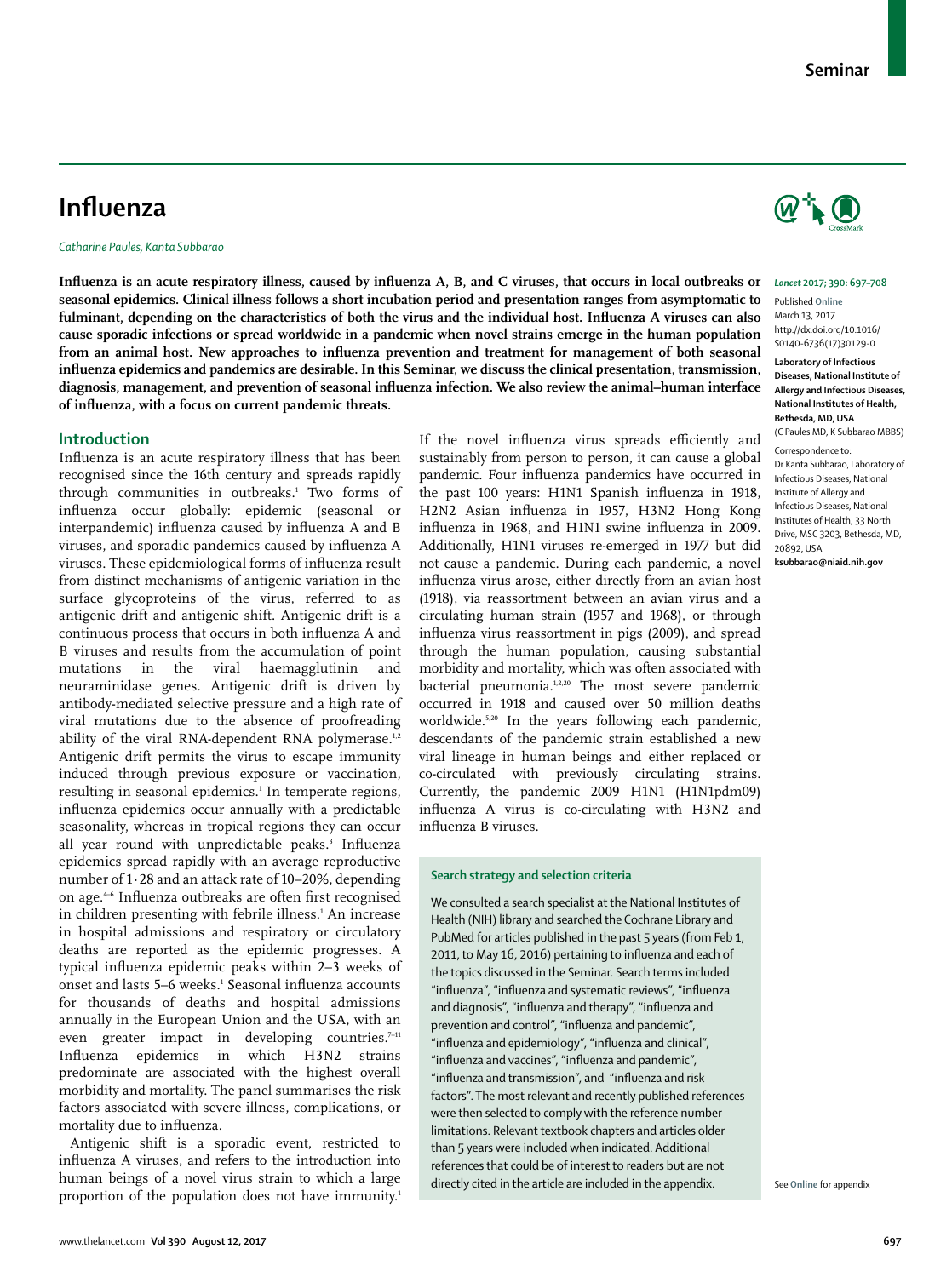# Influenza

*Catharine Paules, Kanta Subbarao*

**Influenza is an acute respiratory illness, caused by influenza A, B, and C viruses, that occurs in local outbreaks or seasonal epidemics. Clinical illness follows a short incubation period and presentation ranges from asymptomatic to fulminant, depending on the characteristics of both the virus and the individual host. Influenza A viruses can also cause sporadic infections or spread worldwide in a pandemic when novel strains emerge in the human population from an animal host. New approaches to influenza prevention and treatment for management of both seasonal influenza epidemics and pandemics are desirable. In this Seminar, we discuss the clinical presentation, transmission, diagnosis, management, and prevention of seasonal influenza infection. We also review the animal–human interface of influenza, with a focus on current pandemic threats.**

*Lancet* **2017; 390: 697–708**

Published Online March 13, 2017 http://dx.doi.org/10.1016/S0140-6736(17)30129-0

**Laboratory of Infectious Diseases, National Institute of Allergy and Infectious Diseases, National Institutes of Health, Bethesda, MD, USA** (C Paules MD, K Subbarao MBBS)

Correspondence to: Dr Kanta Subbarao, Laboratory of Infectious Diseases, National Institute of Allergy and Infectious Diseases, National Institutes of Health, 33 North Drive, MSC 3203, Bethesda, MD, 20892, USA **ksubbarao@niaid.nih.gov**

## Introduction

Influenza is an acute respiratory illness that has been recognised since the 16th century and spreads rapidly through communities in outbreaks.[1] Two forms of influenza occur globally: epidemic (seasonal or interpandemic) influenza caused by influenza A and B viruses, and sporadic pandemics caused by influenza A viruses. These epidemiological forms of influenza result from distinct mechanisms of antigenic variation in the surface glycoproteins of the virus, referred to as antigenic drift and antigenic shift. Antigenic drift is a continuous process that occurs in both influenza A and B viruses and results from the accumulation of point mutations in the viral haemagglutinin and neuraminidase genes. Antigenic drift is driven by antibody-mediated selective pressure and a high rate of viral mutations due to the absence of proofreading ability of the viral RNA-dependent RNA polymerase.[1,2] Antigenic drift permits the virus to escape immunity induced through previous exposure or vaccination, resulting in seasonal epidemics.[1] In temperate regions, influenza epidemics occur annually with a predictable seasonality, whereas in tropical regions they can occur all year round with unpredictable peaks.[3] Influenza epidemics spread rapidly with an average reproductive number of 1·28 and an attack rate of 10–20%, depending on age.[4–6] Influenza outbreaks are often first recognised in children presenting with febrile illness.[1] An increase in hospital admissions and respiratory or circulatory deaths are reported as the epidemic progresses. A typical influenza epidemic peaks within 2–3 weeks of onset and lasts 5–6 weeks.[1] Seasonal influenza accounts for thousands of deaths and hospital admissions annually in the European Union and the USA, with an even greater impact in developing countries.[7–11] Influenza epidemics in which H3N2 strains predominate are associated with the highest overall morbidity and mortality. The panel summarises the risk factors associated with severe illness, complications, or mortality due to influenza.

Antigenic shift is a sporadic event, restricted to influenza A viruses, and refers to the introduction into human beings of a novel virus strain to which a large proportion of the population does not have immunity.[1] If the novel influenza virus spreads efficiently and sustainably from person to person, it can cause a global pandemic. Four influenza pandemics have occurred in the past 100 years: H1N1 Spanish influenza in 1918, H2N2 Asian influenza in 1957, H3N2 Hong Kong influenza in 1968, and H1N1 swine influenza in 2009. Additionally, H1N1 viruses re-emerged in 1977 but did not cause a pandemic. During each pandemic, a novel influenza virus arose, either directly from an avian host (1918), via reassortment between an avian virus and a circulating human strain (1957 and 1968), or through influenza virus reassortment in pigs (2009), and spread through the human population, causing substantial morbidity and mortality, which was often associated with bacterial pneumonia.[1,2,20] The most severe pandemic occurred in 1918 and caused over 50 million deaths worldwide.[5,20] In the years following each pandemic, descendants of the pandemic strain established a new viral lineage in human beings and either replaced or co-circulated with previously circulating strains. Currently, the pandemic 2009 H1N1 (H1N1pdm09) influenza A virus is co-circulating with H3N2 and influenza B viruses.

### Search strategy and selection criteria

We consulted a search specialist at the National Institutes of Health (NIH) library and searched the Cochrane Library and PubMed for articles published in the past 5 years (from Feb 1, 2011, to May 16, 2016) pertaining to influenza and each of the topics discussed in the Seminar. Search terms included "influenza", "influenza and systematic reviews", "influenza and diagnosis", "influenza and therapy", "influenza and prevention and control", "influenza and pandemic", "influenza and epidemiology", "influenza and clinical", "influenza and vaccines", "influenza and pandemic", "influenza and transmission", and "influenza and risk factors". The most relevant and recently published references were then selected to comply with the reference number limitations. Relevant textbook chapters and articles older than 5 years were included when indicated. Additional references that could be of interest to readers but are not directly cited in the article are included in the appendix.

See **Online** for appendix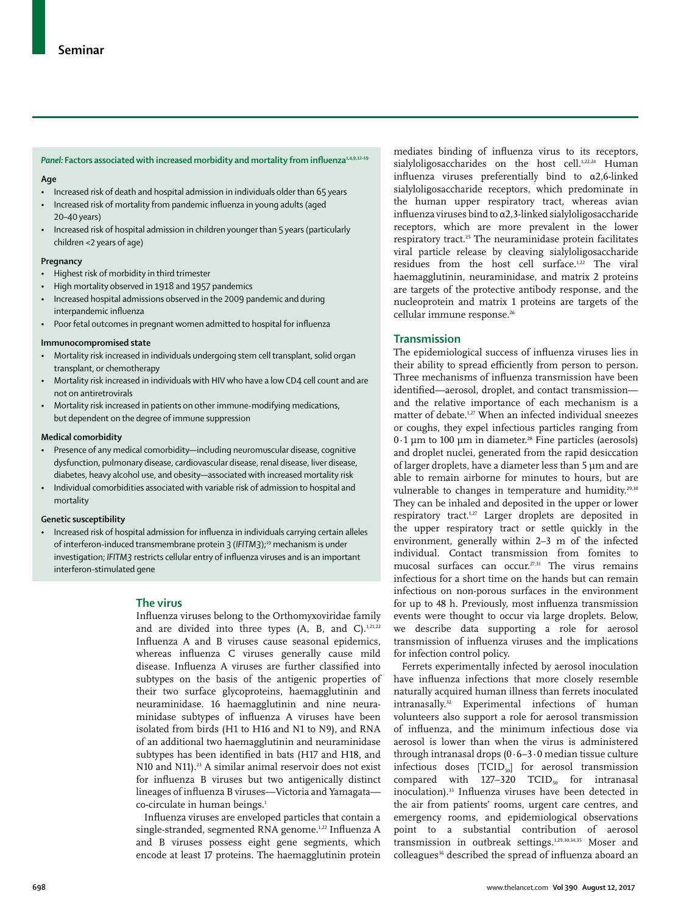**Panel: Factors associated with increased morbidity and mortality from influenza[1,4,9,12–19]**

**Age**

- Increased risk of death and hospital admission in individuals older than 65 years
- Increased risk of mortality from pandemic influenza in young adults (aged 20–40 years)
- Increased risk of hospital admission in children younger than 5 years (particularly children <2 years of age)

**Pregnancy**

- Highest risk of morbidity in third trimester
- High mortality observed in 1918 and 1957 pandemics
- Increased hospital admissions observed in the 2009 pandemic and during interpandemic influenza
- Poor fetal outcomes in pregnant women admitted to hospital for influenza

**Immunocompromised state**

- Mortality risk increased in individuals undergoing stem cell transplant, solid organ transplant, or chemotherapy
- Mortality risk increased in individuals with HIV who have a low CD4 cell count and are not on antiretrovirals
- Mortality risk increased in patients on other immune-modifying medications, but dependent on the degree of immune suppression

**Medical comorbidity**

- Presence of any medical comorbidity—including neuromuscular disease, cognitive dysfunction, pulmonary disease, cardiovascular disease, renal disease, liver disease, diabetes, heavy alcohol use, and obesity—associated with increased mortality risk
- Individual comorbidities associated with variable risk of admission to hospital and mortality

**Genetic susceptibility**

- Increased risk of hospital admission for influenza in individuals carrying certain alleles of interferon-induced transmembrane protein 3 (*IFITM3*);[19] mechanism is under investigation; *IFITM3* restricts cellular entry of influenza viruses and is an important interferon-stimulated gene

## The virus

Influenza viruses belong to the Orthomyxoviridae family and are divided into three types (A, B, and C).[1,21,22] Influenza A and B viruses cause seasonal epidemics, whereas influenza C viruses generally cause mild disease. Influenza A viruses are further classified into subtypes on the basis of the antigenic properties of their two surface glycoproteins, haemagglutinin and neuraminidase. 16 haemagglutinin and nine neuraminidase subtypes of influenza A viruses have been isolated from birds (H1 to H16 and N1 to N9), and RNA of an additional two haemagglutinin and neuraminidase subtypes has been identified in bats (H17 and H18, and N10 and N11).[23] A similar animal reservoir does not exist for influenza B viruses but two antigenically distinct lineages of influenza B viruses—Victoria and Yamagata—co-circulate in human beings.[1]

Influenza viruses are enveloped particles that contain a single-stranded, segmented RNA genome.[1,22] Influenza A and B viruses possess eight gene segments, which encode at least 17 proteins. The haemagglutinin protein mediates binding of influenza virus to its receptors, sialyloligosaccharides on the host cell.[1,22,24] Human influenza viruses preferentially bind to α2,6-linked sialyloligosaccharide receptors, which predominate in the human upper respiratory tract, whereas avian influenza viruses bind to α2,3-linked sialyloligosaccharide receptors, which are more prevalent in the lower respiratory tract.[25] The neuraminidase protein facilitates viral particle release by cleaving sialyloligosaccharide residues from the host cell surface.[1,22] The viral haemagglutinin, neuraminidase, and matrix 2 proteins are targets of the protective antibody response, and the nucleoprotein and matrix 1 proteins are targets of the cellular immune response.[26]

## Transmission

The epidemiological success of influenza viruses lies in their ability to spread efficiently from person to person. Three mechanisms of influenza transmission have been identified—aerosol, droplet, and contact transmission—and the relative importance of each mechanism is a matter of debate.[1,27] When an infected individual sneezes or coughs, they expel infectious particles ranging from 0·1 μm to 100 μm in diameter.[28] Fine particles (aerosols) and droplet nuclei, generated from the rapid desiccation of larger droplets, have a diameter less than 5 μm and are able to remain airborne for minutes to hours, but are vulnerable to changes in temperature and humidity.[29,30] They can be inhaled and deposited in the upper or lower respiratory tract.[1,27] Larger droplets are deposited in the upper respiratory tract or settle quickly in the environment, generally within 2–3 m of the infected individual. Contact transmission from fomites to mucosal surfaces can occur.[27,31] The virus remains infectious for a short time on the hands but can remain infectious on non-porous surfaces in the environment for up to 48 h. Previously, most influenza transmission events were thought to occur via large droplets. Below, we describe data supporting a role for aerosol transmission of influenza viruses and the implications for infection control policy.

Ferrets experimentally infected by aerosol inoculation have influenza infections that more closely resemble naturally acquired human illness than ferrets inoculated intranasally.[32] Experimental infections of human volunteers also support a role for aerosol transmission of influenza, and the minimum infectious dose via aerosol is lower than when the virus is administered through intranasal drops (0·6–3·0 median tissue culture infectious doses [$TCID_{50}$] for aerosol transmission compared with 127–320 $TCID_{50}$ for intranasal inoculation).[33] Influenza viruses have been detected in the air from patients' rooms, urgent care centres, and emergency rooms, and epidemiological observations point to a substantial contribution of aerosol transmission in outbreak settings.[1,29,30,34,35] Moser and colleagues[36] described the spread of influenza aboard an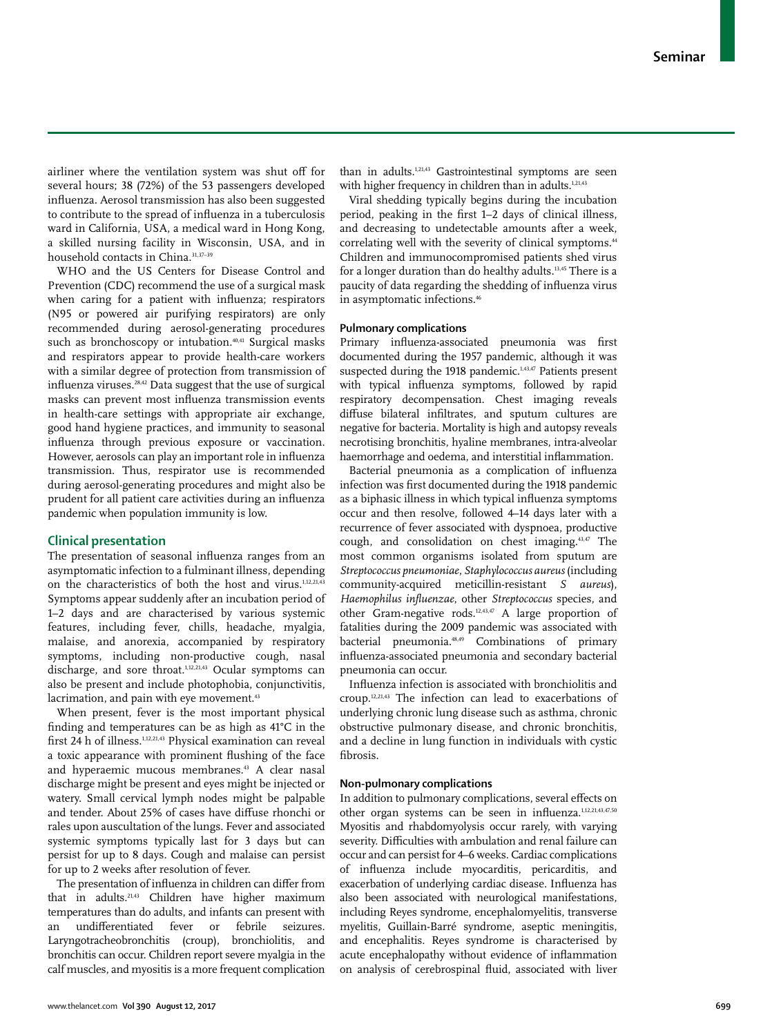airliner where the ventilation system was shut off for several hours; 38 (72%) of the 53 passengers developed influenza. Aerosol transmission has also been suggested to contribute to the spread of influenza in a tuberculosis ward in California, USA, a medical ward in Hong Kong, a skilled nursing facility in Wisconsin, USA, and in household contacts in China.[31,37–39]

WHO and the US Centers for Disease Control and Prevention (CDC) recommend the use of a surgical mask when caring for a patient with influenza; respirators (N95 or powered air purifying respirators) are only recommended during aerosol-generating procedures such as bronchoscopy or intubation.[40,41] Surgical masks and respirators appear to provide health-care workers with a similar degree of protection from transmission of influenza viruses.[28,42] Data suggest that the use of surgical masks can prevent most influenza transmission events in health-care settings with appropriate air exchange, good hand hygiene practices, and immunity to seasonal influenza through previous exposure or vaccination. However, aerosols can play an important role in influenza transmission. Thus, respirator use is recommended during aerosol-generating procedures and might also be prudent for all patient care activities during an influenza pandemic when population immunity is low.

## Clinical presentation

The presentation of seasonal influenza ranges from an asymptomatic infection to a fulminant illness, depending on the characteristics of both the host and virus.[1,12,21,43] Symptoms appear suddenly after an incubation period of 1–2 days and are characterised by various systemic features, including fever, chills, headache, myalgia, malaise, and anorexia, accompanied by respiratory symptoms, including non-productive cough, nasal discharge, and sore throat.[1,12,21,43] Ocular symptoms can also be present and include photophobia, conjunctivitis, lacrimation, and pain with eye movement.[43]

When present, fever is the most important physical finding and temperatures can be as high as 41°C in the first 24 h of illness.[1,12,21,43] Physical examination can reveal a toxic appearance with prominent flushing of the face and hyperaemic mucous membranes.[43] A clear nasal discharge might be present and eyes might be injected or watery. Small cervical lymph nodes might be palpable and tender. About 25% of cases have diffuse rhonchi or rales upon auscultation of the lungs. Fever and associated systemic symptoms typically last for 3 days but can persist for up to 8 days. Cough and malaise can persist for up to 2 weeks after resolution of fever.

The presentation of influenza in children can differ from that in adults.[21,43] Children have higher maximum temperatures than do adults, and infants can present with an undifferentiated fever or febrile seizures. Laryngotracheobronchitis (croup), bronchiolitis, and bronchitis can occur. Children report severe myalgia in the calf muscles, and myositis is a more frequent complication than in adults.[1,21,43] Gastrointestinal symptoms are seen with higher frequency in children than in adults.[1,21,43]

Viral shedding typically begins during the incubation period, peaking in the first 1–2 days of clinical illness, and decreasing to undetectable amounts after a week, correlating well with the severity of clinical symptoms.[44] Children and immunocompromised patients shed virus for a longer duration than do healthy adults.[13,45] There is a paucity of data regarding the shedding of influenza virus in asymptomatic infections.[46]

### Pulmonary complications

Primary influenza-associated pneumonia was first documented during the 1957 pandemic, although it was suspected during the 1918 pandemic.[1,43,47] Patients present with typical influenza symptoms, followed by rapid respiratory decompensation. Chest imaging reveals diffuse bilateral infiltrates, and sputum cultures are negative for bacteria. Mortality is high and autopsy reveals necrotising bronchitis, hyaline membranes, intra-alveolar haemorrhage and oedema, and interstitial inflammation.

Bacterial pneumonia as a complication of influenza infection was first documented during the 1918 pandemic as a biphasic illness in which typical influenza symptoms occur and then resolve, followed 4–14 days later with a recurrence of fever associated with dyspnoea, productive cough, and consolidation on chest imaging.[43,47] The most common organisms isolated from sputum are *Streptococcus pneumoniae*, *Staphylococcus aureus* (including community-acquired meticillin-resistant *S aureus*), *Haemophilus influenzae*, other *Streptococcus* species, and other Gram-negative rods.[12,43,47] A large proportion of fatalities during the 2009 pandemic was associated with bacterial pneumonia.[48,49] Combinations of primary influenza-associated pneumonia and secondary bacterial pneumonia can occur.

Influenza infection is associated with bronchiolitis and croup.[12,21,43] The infection can lead to exacerbations of underlying chronic lung disease such as asthma, chronic obstructive pulmonary disease, and chronic bronchitis, and a decline in lung function in individuals with cystic fibrosis.

### Non-pulmonary complications

In addition to pulmonary complications, several effects on other organ systems can be seen in influenza.[1,12,21,43,47,50] Myositis and rhabdomyolysis occur rarely, with varying severity. Difficulties with ambulation and renal failure can occur and can persist for 4–6 weeks. Cardiac complications of influenza include myocarditis, pericarditis, and exacerbation of underlying cardiac disease. Influenza has also been associated with neurological manifestations, including Reyes syndrome, encephalomyelitis, transverse myelitis, Guillain-Barré syndrome, aseptic meningitis, and encephalitis. Reyes syndrome is characterised by acute encephalopathy without evidence of inflammation on analysis of cerebrospinal fluid, associated with liver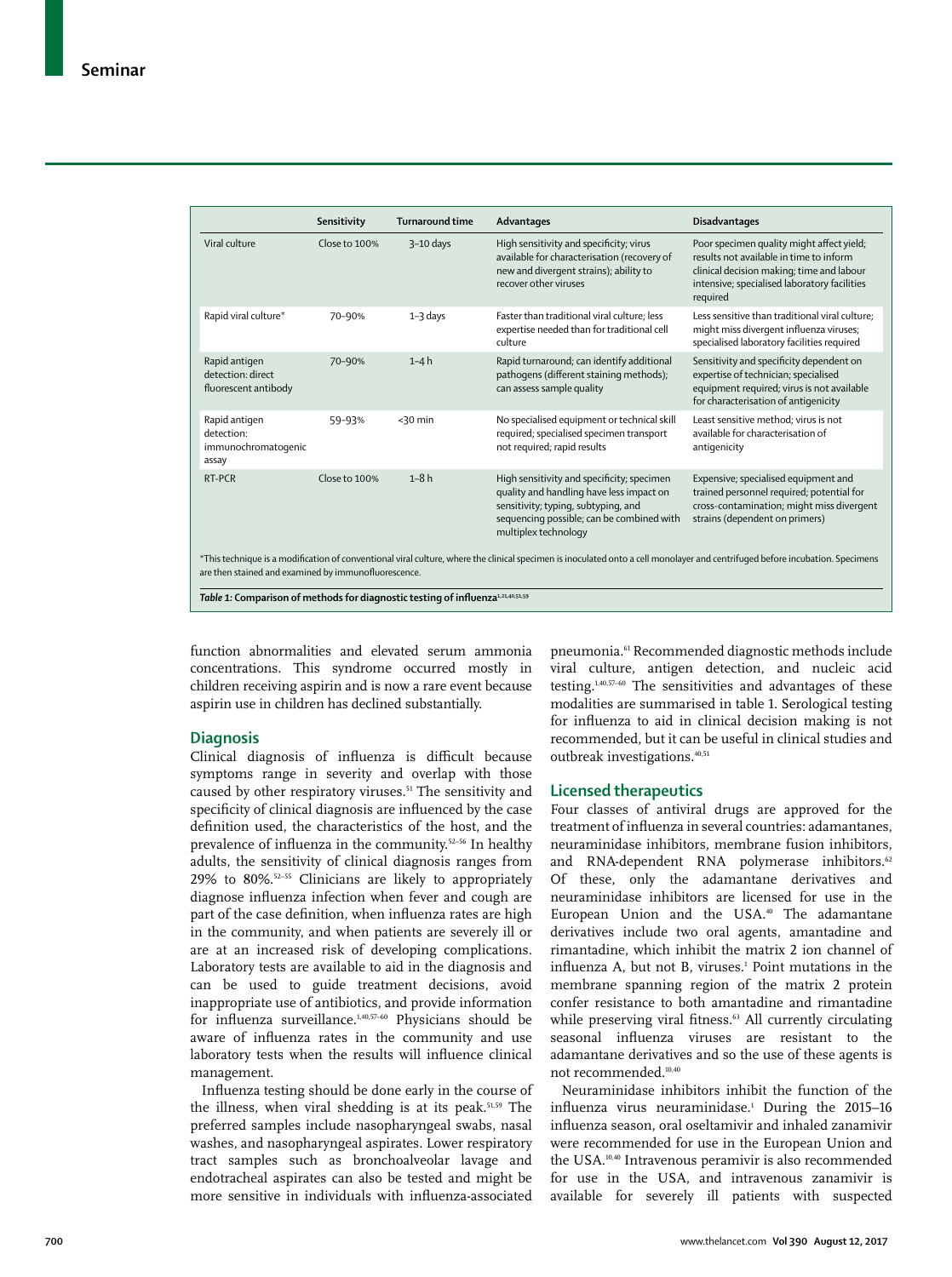|  | Sensitivity | Turnaround time | Advantages | Disadvantages |
|---|---|---|---|---|
| Viral culture | Close to 100% | 3–10 days | High sensitivity and specificity; virus available for characterisation (recovery of new and divergent strains); ability to recover other viruses | Poor specimen quality might affect yield; results not available in time to inform clinical decision making; time and labour intensive; specialised laboratory facilities required |
| Rapid viral culture* | 70–90% | 1–3 days | Faster than traditional viral culture; less expertise needed than for traditional cell culture | Less sensitive than traditional viral culture; might miss divergent influenza viruses; specialised laboratory facilities required |
| Rapid antigen detection: direct fluorescent antibody | 70–90% | 1–4 h | Rapid turnaround; can identify additional pathogens (different staining methods); can assess sample quality | Sensitivity and specificity dependent on expertise of technician; specialised equipment required; virus is not available for characterisation of antigenicity |
| Rapid antigen detection: immunochromatogenic assay | 59–93% | <30 min | No specialised equipment or technical skill required; specialised specimen transport not required; rapid results | Least sensitive method; virus is not available for characterisation of antigenicity |
| RT-PCR | Close to 100% | 1–8 h | High sensitivity and specificity; specimen quality and handling have less impact on sensitivity; typing, subtyping, and sequencing possible; can be combined with multiplex technology | Expensive; specialised equipment and trained personnel required; potential for cross-contamination; might miss divergent strains (dependent on primers) |

*This technique is a modification of conventional viral culture, where the clinical specimen is inoculated onto a cell monolayer and centrifuged before incubation. Specimens are then stained and examined by immunofluorescence.

*Table 1:* **Comparison of methods for diagnostic testing of influenza**[1,21,40,51,59]

function abnormalities and elevated serum ammonia concentrations. This syndrome occurred mostly in children receiving aspirin and is now a rare event because aspirin use in children has declined substantially.

## Diagnosis

Clinical diagnosis of influenza is difficult because symptoms range in severity and overlap with those caused by other respiratory viruses.[51] The sensitivity and specificity of clinical diagnosis are influenced by the case definition used, the characteristics of the host, and the prevalence of influenza in the community.[52–56] In healthy adults, the sensitivity of clinical diagnosis ranges from 29% to 80%.[52–55] Clinicians are likely to appropriately diagnose influenza infection when fever and cough are part of the case definition, when influenza rates are high in the community, and when patients are severely ill or are at an increased risk of developing complications. Laboratory tests are available to aid in the diagnosis and can be used to guide treatment decisions, avoid inappropriate use of antibiotics, and provide information for influenza surveillance.[1,40,57–60] Physicians should be aware of influenza rates in the community and use laboratory tests when the results will influence clinical management.

Influenza testing should be done early in the course of the illness, when viral shedding is at its peak.[51,59] The preferred samples include nasopharyngeal swabs, nasal washes, and nasopharyngeal aspirates. Lower respiratory tract samples such as bronchoalveolar lavage and endotracheal aspirates can also be tested and might be more sensitive in individuals with influenza-associated pneumonia.[61] Recommended diagnostic methods include viral culture, antigen detection, and nucleic acid testing.[1,40,57–60] The sensitivities and advantages of these modalities are summarised in table 1. Serological testing for influenza to aid in clinical decision making is not recommended, but it can be useful in clinical studies and outbreak investigations.[40,51]

## Licensed therapeutics

Four classes of antiviral drugs are approved for the treatment of influenza in several countries: adamantanes, neuraminidase inhibitors, membrane fusion inhibitors, and RNA-dependent RNA polymerase inhibitors.[62] Of these, only the adamantane derivatives and neuraminidase inhibitors are licensed for use in the European Union and the USA.[40] The adamantane derivatives include two oral agents, amantadine and rimantadine, which inhibit the matrix 2 ion channel of influenza A, but not B, viruses.[1] Point mutations in the membrane spanning region of the matrix 2 protein confer resistance to both amantadine and rimantadine while preserving viral fitness.[63] All currently circulating seasonal influenza viruses are resistant to the adamantane derivatives and so the use of these agents is not recommended.[10,40]

Neuraminidase inhibitors inhibit the function of the influenza virus neuraminidase.[1] During the 2015–16 influenza season, oral oseltamivir and inhaled zanamivir were recommended for use in the European Union and the USA.[10,40] Intravenous peramivir is also recommended for use in the USA, and intravenous zanamivir is available for severely ill patients with suspected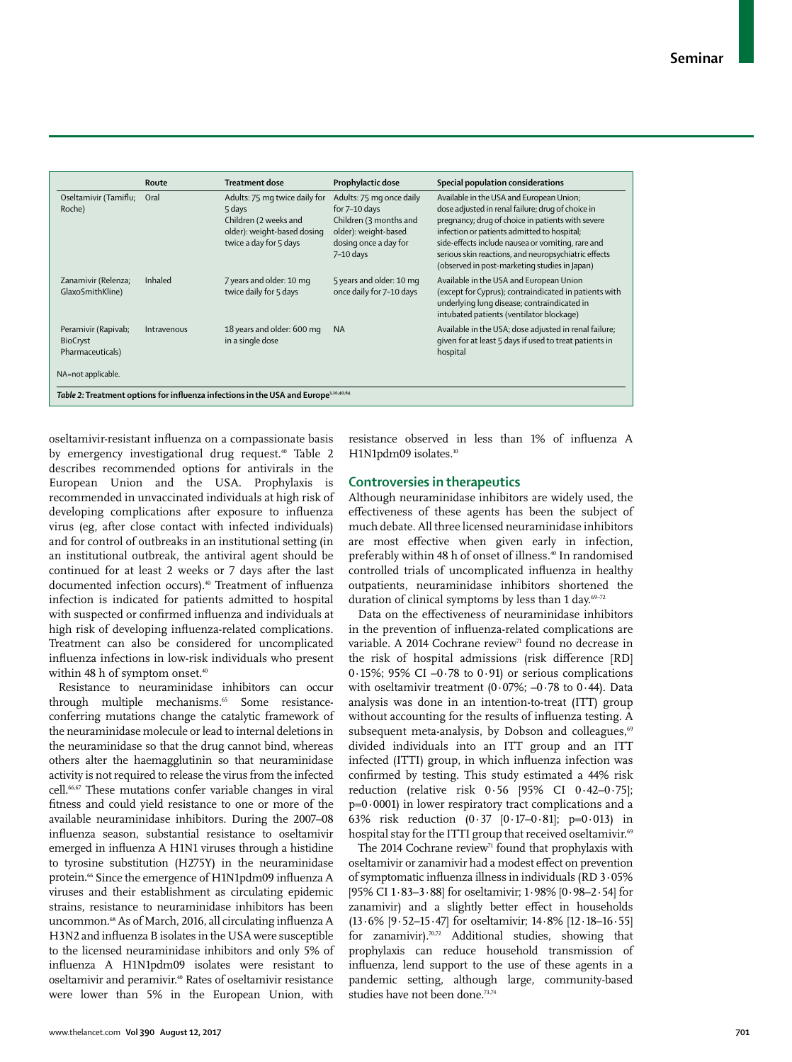| | Route | Treatment dose | Prophylactic dose | Special population considerations |
|---|---|---|---|---|
| Oseltamivir (Tamiflu; Roche) | Oral | Adults: 75 mg twice daily for 5 days<br>Children (2 weeks and older): weight-based dosing twice a day for 5 days | Adults: 75 mg once daily for 7–10 days<br>Children (3 months and older): weight-based dosing once a day for 7–10 days | Available in the USA and European Union; dose adjusted in renal failure; drug of choice in pregnancy; drug of choice in patients with severe infection or patients admitted to hospital; side-effects include nausea or vomiting, rare and serious skin reactions, and neuropsychiatric effects (observed in post-marketing studies in Japan) |
| Zanamivir (Relenza; GlaxoSmithKline) | Inhaled | 7 years and older: 10 mg twice daily for 5 days | 5 years and older: 10 mg once daily for 7–10 days | Available in the USA and European Union (except for Cyprus); contraindicated in patients with underlying lung disease; contraindicated in intubated patients (ventilator blockage) |
| Peramivir (Rapivab; BioCryst Pharmaceuticals) | Intravenous | 18 years and older: 600 mg in a single dose | NA | Available in the USA; dose adjusted in renal failure; given for at least 5 days if used to treat patients in hospital |

NA=not applicable.

*Table 2:* **Treatment options for influenza infections in the USA and Europe**[1,10,40,64]

oseltamivir-resistant influenza on a compassionate basis by emergency investigational drug request.[40] Table 2 describes recommended options for antivirals in the European Union and the USA. Prophylaxis is recommended in unvaccinated individuals at high risk of developing complications after exposure to influenza virus (eg, after close contact with infected individuals) and for control of outbreaks in an institutional setting (in an institutional outbreak, the antiviral agent should be continued for at least 2 weeks or 7 days after the last documented infection occurs).[40] Treatment of influenza infection is indicated for patients admitted to hospital with suspected or confirmed influenza and individuals at high risk of developing influenza-related complications. Treatment can also be considered for uncomplicated influenza infections in low-risk individuals who present within 48 h of symptom onset.[40]

Resistance to neuraminidase inhibitors can occur through multiple mechanisms.[65] Some resistance-conferring mutations change the catalytic framework of the neuraminidase molecule or lead to internal deletions in the neuraminidase so that the drug cannot bind, whereas others alter the haemagglutinin so that neuraminidase activity is not required to release the virus from the infected cell.[66,67] These mutations confer variable changes in viral fitness and could yield resistance to one or more of the available neuraminidase inhibitors. During the 2007–08 influenza season, substantial resistance to oseltamivir emerged in influenza A H1N1 viruses through a histidine to tyrosine substitution (H275Y) in the neuraminidase protein.[66] Since the emergence of H1N1pdm09 influenza A viruses and their establishment as circulating epidemic strains, resistance to neuraminidase inhibitors has been uncommon.[68] As of March, 2016, all circulating influenza A H3N2 and influenza B isolates in the USA were susceptible to the licensed neuraminidase inhibitors and only 5% of influenza A H1N1pdm09 isolates were resistant to oseltamivir and peramivir.[40] Rates of oseltamivir resistance were lower than 5% in the European Union, with resistance observed in less than 1% of influenza A H1N1pdm09 isolates.[10]

## Controversies in therapeutics

Although neuraminidase inhibitors are widely used, the effectiveness of these agents has been the subject of much debate. All three licensed neuraminidase inhibitors are most effective when given early in infection, preferably within 48 h of onset of illness.[40] In randomised controlled trials of uncomplicated influenza in healthy outpatients, neuraminidase inhibitors shortened the duration of clinical symptoms by less than 1 day.[69–72]

Data on the effectiveness of neuraminidase inhibitors in the prevention of influenza-related complications are variable. A 2014 Cochrane review[71] found no decrease in the risk of hospital admissions (risk difference [RD] 0·15%; 95% CI –0·78 to 0·91) or serious complications with oseltamivir treatment (0·07%; –0·78 to 0·44). Data analysis was done in an intention-to-treat (ITT) group without accounting for the results of influenza testing. A subsequent meta-analysis, by Dobson and colleagues,[69] divided individuals into an ITT group and an ITT infected (ITTI) group, in which influenza infection was confirmed by testing. This study estimated a 44% risk reduction (relative risk 0·56 [95% CI 0·42–0·75]; p=0·0001) in lower respiratory tract complications and a 63% risk reduction (0·37 [0·17–0·81]; p=0·013) in hospital stay for the ITTI group that received oseltamivir.[69]

The 2014 Cochrane review[71] found that prophylaxis with oseltamivir or zanamivir had a modest effect on prevention of symptomatic influenza illness in individuals (RD 3·05% [95% CI 1·83–3·88] for oseltamivir; 1·98% [0·98–2·54] for zanamivir) and a slightly better effect in households (13·6% [9·52–15·47] for oseltamivir; 14·8% [12·18–16·55] for zanamivir).[70,72] Additional studies, showing that prophylaxis can reduce household transmission of influenza, lend support to the use of these agents in a pandemic setting, although large, community-based studies have not been done.[73,74]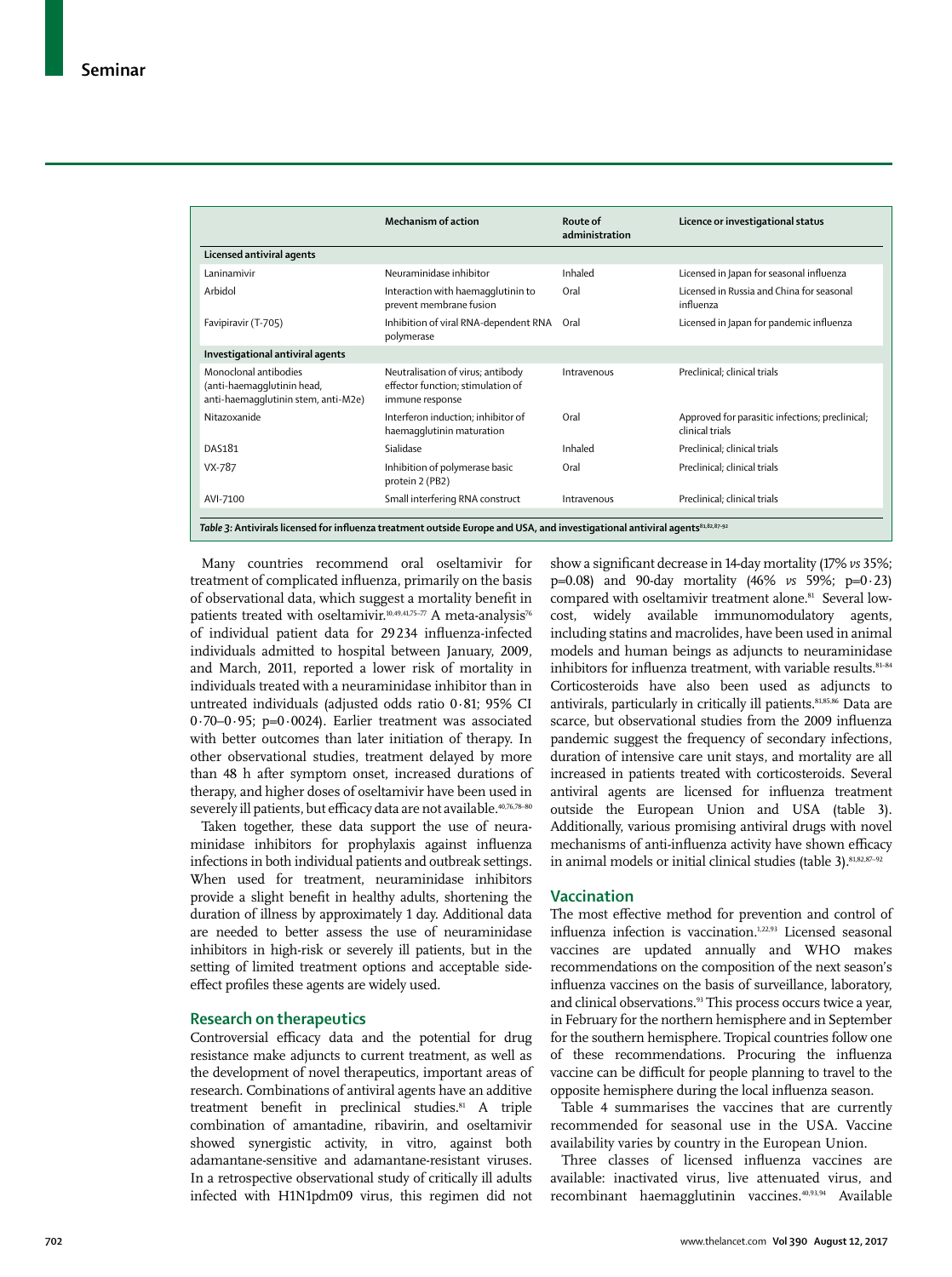| | Mechanism of action | Route of administration | Licence or investigational status |
|---|---|---|---|
| **Licensed antiviral agents** | | | |
| Laninamivir | Neuraminidase inhibitor | Inhaled | Licensed in Japan for seasonal influenza |
| Arbidol | Interaction with haemagglutinin to prevent membrane fusion | Oral | Licensed in Russia and China for seasonal influenza |
| Favipiravir (T-705) | Inhibition of viral RNA-dependent RNA polymerase | Oral | Licensed in Japan for pandemic influenza |
| **Investigational antiviral agents** | | | |
| Monoclonal antibodies (anti-haemagglutinin head, anti-haemagglutinin stem, anti-M2e) | Neutralisation of virus; antibody effector function; stimulation of immune response | Intravenous | Preclinical; clinical trials |
| Nitazoxanide | Interferon induction; inhibitor of haemagglutinin maturation | Oral | Approved for parasitic infections; preclinical; clinical trials |
| DAS181 | Sialidase | Inhaled | Preclinical; clinical trials |
| VX-787 | Inhibition of polymerase basic protein 2 (PB2) | Oral | Preclinical; clinical trials |
| AVI-7100 | Small interfering RNA construct | Intravenous | Preclinical; clinical trials |

*Table 3:* **Antivirals licensed for influenza treatment outside Europe and USA, and investigational antiviral agents**[81,82,87–92]

Many countries recommend oral oseltamivir for treatment of complicated influenza, primarily on the basis of observational data, which suggest a mortality benefit in patients treated with oseltamivir.[10,49,41,75–77] A meta-analysis[76] of individual patient data for 29 234 influenza-infected individuals admitted to hospital between January, 2009, and March, 2011, reported a lower risk of mortality in individuals treated with a neuraminidase inhibitor than in untreated individuals (adjusted odds ratio 0·81; 95% CI 0·70–0·95; p=0·0024). Earlier treatment was associated with better outcomes than later initiation of therapy. In other observational studies, treatment delayed by more than 48 h after symptom onset, increased durations of therapy, and higher doses of oseltamivir have been used in severely ill patients, but efficacy data are not available.[40,76,78–80]

Taken together, these data support the use of neuraminidase inhibitors for prophylaxis against influenza infections in both individual patients and outbreak settings. When used for treatment, neuraminidase inhibitors provide a slight benefit in healthy adults, shortening the duration of illness by approximately 1 day. Additional data are needed to better assess the use of neuraminidase inhibitors in high-risk or severely ill patients, but in the setting of limited treatment options and acceptable side-effect profiles these agents are widely used.

## Research on therapeutics

Controversial efficacy data and the potential for drug resistance make adjuncts to current treatment, as well as the development of novel therapeutics, important areas of research. Combinations of antiviral agents have an additive treatment benefit in preclinical studies.[81] A triple combination of amantadine, ribavirin, and oseltamivir showed synergistic activity, in vitro, against both adamantane-sensitive and adamantane-resistant viruses. In a retrospective observational study of critically ill adults infected with H1N1pdm09 virus, this regimen did not show a significant decrease in 14-day mortality (17% *vs* 35%; p=0.08) and 90-day mortality (46% *vs* 59%; p=0·23) compared with oseltamivir treatment alone.[81] Several low-cost, widely available immunomodulatory agents, including statins and macrolides, have been used in animal models and human beings as adjuncts to neuraminidase inhibitors for influenza treatment, with variable results.[81–84] Corticosteroids have also been used as adjuncts to antivirals, particularly in critically ill patients.[81,85,86] Data are scarce, but observational studies from the 2009 influenza pandemic suggest the frequency of secondary infections, duration of intensive care unit stays, and mortality are all increased in patients treated with corticosteroids. Several antiviral agents are licensed for influenza treatment outside the European Union and USA (table 3). Additionally, various promising antiviral drugs with novel mechanisms of anti-influenza activity have shown efficacy in animal models or initial clinical studies (table 3).[81,82,87–92]

## Vaccination

The most effective method for prevention and control of influenza infection is vaccination.[1,22,93] Licensed seasonal vaccines are updated annually and WHO makes recommendations on the composition of the next season's influenza vaccines on the basis of surveillance, laboratory, and clinical observations.[93] This process occurs twice a year, in February for the northern hemisphere and in September for the southern hemisphere. Tropical countries follow one of these recommendations. Procuring the influenza vaccine can be difficult for people planning to travel to the opposite hemisphere during the local influenza season.

Table 4 summarises the vaccines that are currently recommended for seasonal use in the USA. Vaccine availability varies by country in the European Union.

Three classes of licensed influenza vaccines are available: inactivated virus, live attenuated virus, and recombinant haemagglutinin vaccines.[40,93,94] Available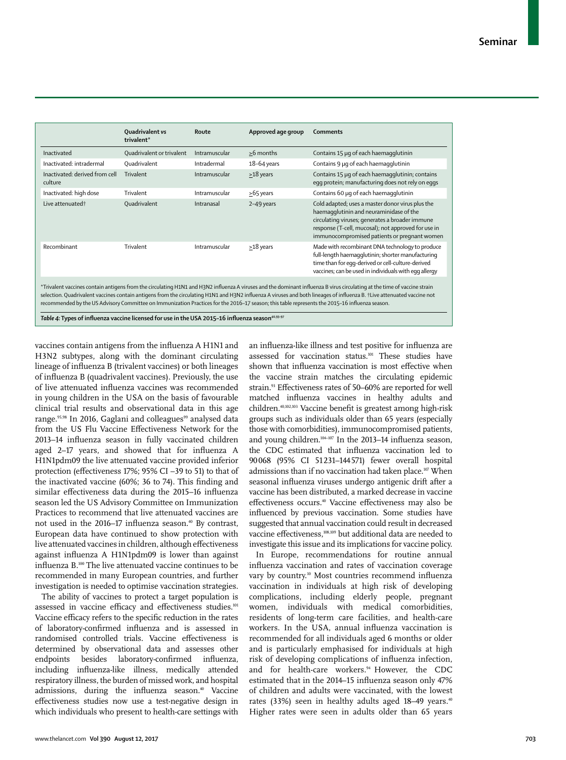| | Quadrivalent vs trivalent* | Route | Approved age group | Comments |
|---|---|---|---|---|
| Inactivated | Quadrivalent or trivalent | Intramuscular | ≥6 months | Contains 15 μg of each haemagglutinin |
| Inactivated: intradermal | Quadrivalent | Intradermal | 18–64 years | Contains 9 μg of each haemagglutinin |
| Inactivated: derived from cell culture | Trivalent | Intramuscular | ≥18 years | Contains 15 μg of each haemagglutinin; contains egg protein; manufacturing does not rely on eggs |
| Inactivated: high dose | Trivalent | Intramuscular | ≥65 years | Contains 60 μg of each haemagglutinin |
| Live attenuated† | Quadrivalent | Intranasal | 2–49 years | Cold adapted; uses a master donor virus plus the haemagglutinin and neuraminidase of the circulating viruses; generates a broader immune response (T-cell, mucosal); not approved for use in immunocompromised patients or pregnant women |
| Recombinant | Trivalent | Intramuscular | ≥18 years | Made with recombinant DNA technology to produce full-length haemagglutinin; shorter manufacturing time than for egg-derived or cell-culture-derived vaccines; can be used in individuals with egg allergy |

*Trivalent vaccines contain antigens from the circulating H1N1 and H3N2 influenza A viruses and the dominant influenza B virus circulating at the time of vaccine strain selection. Quadrivalent vaccines contain antigens from the circulating H1N1 and H3N2 influenza A viruses and both lineages of influenza B. †Live attenuated vaccine not recommended by the US Advisory Committee on Immunization Practices for the 2016–17 season; this table represents the 2015–16 influenza season.

*Table 4:* **Types of influenza vaccine licensed for use in the USA 2015–16 influenza season**[40,93–97]

vaccines contain antigens from the influenza A H1N1 and H3N2 subtypes, along with the dominant circulating lineage of influenza B (trivalent vaccines) or both lineages of influenza B (quadrivalent vaccines). Previously, the use of live attenuated influenza vaccines was recommended in young children in the USA on the basis of favourable clinical trial results and observational data in this age range.[95,98] In 2016, Gaglani and colleagues[99] analysed data from the US Flu Vaccine Effectiveness Network for the 2013–14 influenza season in fully vaccinated children aged 2–17 years, and showed that for influenza A H1N1pdm09 the live attenuated vaccine provided inferior protection (effectiveness 17%; 95% CI –39 to 51) to that of the inactivated vaccine (60%; 36 to 74). This finding and similar effectiveness data during the 2015–16 influenza season led the US Advisory Committee on Immunization Practices to recommend that live attenuated vaccines are not used in the 2016–17 influenza season.[40] By contrast, European data have continued to show protection with live attenuated vaccines in children, although effectiveness against influenza A H1N1pdm09 is lower than against influenza B.[100] The live attenuated vaccine continues to be recommended in many European countries, and further investigation is needed to optimise vaccination strategies.

The ability of vaccines to protect a target population is assessed in vaccine efficacy and effectiveness studies.[101] Vaccine efficacy refers to the specific reduction in the rates of laboratory-confirmed influenza and is assessed in randomised controlled trials. Vaccine effectiveness is determined by observational data and assesses other endpoints besides laboratory-confirmed influenza, including influenza-like illness, medically attended respiratory illness, the burden of missed work, and hospital admissions, during the influenza season.[40] Vaccine effectiveness studies now use a test-negative design in which individuals who present to health-care settings with an influenza-like illness and test positive for influenza are assessed for vaccination status.[101] These studies have shown that influenza vaccination is most effective when the vaccine strain matches the circulating epidemic strain.[93] Effectiveness rates of 50–60% are reported for well matched influenza vaccines in healthy adults and children.[40,102,103] Vaccine benefit is greatest among high-risk groups such as individuals older than 65 years (especially those with comorbidities), immunocompromised patients, and young children.[104–107] In the 2013–14 influenza season, the CDC estimated that influenza vaccination led to 90 068 (95% CI 51 231–144 571) fewer overall hospital admissions than if no vaccination had taken place.[107] When seasonal influenza viruses undergo antigenic drift after a vaccine has been distributed, a marked decrease in vaccine effectiveness occurs.[40] Vaccine effectiveness may also be influenced by previous vaccination. Some studies have suggested that annual vaccination could result in decreased vaccine effectiveness,[108,109] but additional data are needed to investigate this issue and its implications for vaccine policy.

In Europe, recommendations for routine annual influenza vaccination and rates of vaccination coverage vary by country.[10] Most countries recommend influenza vaccination in individuals at high risk of developing complications, including elderly people, pregnant women, individuals with medical comorbidities, residents of long-term care facilities, and health-care workers. In the USA, annual influenza vaccination is recommended for all individuals aged 6 months or older and is particularly emphasised for individuals at high risk of developing complications of influenza infection, and for health-care workers.[94] However, the CDC estimated that in the 2014–15 influenza season only 47% of children and adults were vaccinated, with the lowest rates (33%) seen in healthy adults aged 18–49 years.[40] Higher rates were seen in adults older than 65 years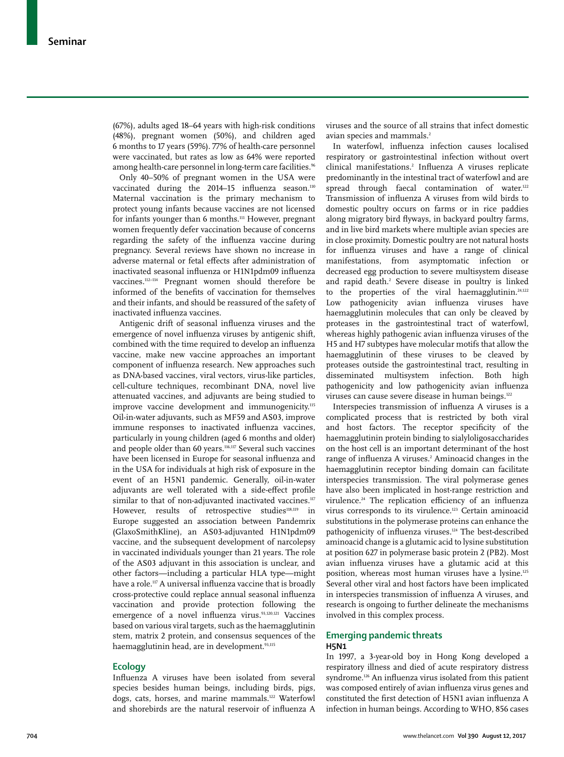(67%), adults aged 18–64 years with high-risk conditions (48%), pregnant women (50%), and children aged 6 months to 17 years (59%). 77% of health-care personnel were vaccinated, but rates as low as 64% were reported among health-care personnel in long-term care facilities.[96]

Only 40–50% of pregnant women in the USA were vaccinated during the 2014–15 influenza season.[110] Maternal vaccination is the primary mechanism to protect young infants because vaccines are not licensed for infants younger than 6 months.[111] However, pregnant women frequently defer vaccination because of concerns regarding the safety of the influenza vaccine during pregnancy. Several reviews have shown no increase in adverse maternal or fetal effects after administration of inactivated seasonal influenza or H1N1pdm09 influenza vaccines.[112–114] Pregnant women should therefore be informed of the benefits of vaccination for themselves and their infants, and should be reassured of the safety of inactivated influenza vaccines.

Antigenic drift of seasonal influenza viruses and the emergence of novel influenza viruses by antigenic shift, combined with the time required to develop an influenza vaccine, make new vaccine approaches an important component of influenza research. New approaches such as DNA-based vaccines, viral vectors, virus-like particles, cell-culture techniques, recombinant DNA, novel live attenuated vaccines, and adjuvants are being studied to improve vaccine development and immunogenicity.[115] Oil-in-water adjuvants, such as MF59 and AS03, improve immune responses to inactivated influenza vaccines, particularly in young children (aged 6 months and older) and people older than 60 years.[116,117] Several such vaccines have been licensed in Europe for seasonal influenza and in the USA for individuals at high risk of exposure in the event of an H5N1 pandemic. Generally, oil-in-water adjuvants are well tolerated with a side-effect profile similar to that of non-adjuvanted inactivated vaccines.[117] However, results of retrospective studies[118,119] in Europe suggested an association between Pandemrix (GlaxoSmithKline), an AS03-adjuvanted H1N1pdm09 vaccine, and the subsequent development of narcolepsy in vaccinated individuals younger than 21 years. The role of the AS03 adjuvant in this association is unclear, and other factors—including a particular HLA type—might have a role.[117] A universal influenza vaccine that is broadly cross-protective could replace annual seasonal influenza vaccination and provide protection following the emergence of a novel influenza virus.[93,120,121] Vaccines based on various viral targets, such as the haemagglutinin stem, matrix 2 protein, and consensus sequences of the haemagglutinin head, are in development.[93,115]

## Ecology

Influenza A viruses have been isolated from several species besides human beings, including birds, pigs, dogs, cats, horses, and marine mammals.[122] Waterfowl and shorebirds are the natural reservoir of influenza A viruses and the source of all strains that infect domestic avian species and mammals.[2]

In waterfowl, influenza infection causes localised respiratory or gastrointestinal infection without overt clinical manifestations.[2] Influenza A viruses replicate predominantly in the intestinal tract of waterfowl and are spread through faecal contamination of water.[122] Transmission of influenza A viruses from wild birds to domestic poultry occurs on farms or in rice paddies along migratory bird flyways, in backyard poultry farms, and in live bird markets where multiple avian species are in close proximity. Domestic poultry are not natural hosts for influenza viruses and have a range of clinical manifestations, from asymptomatic infection or decreased egg production to severe multisystem disease and rapid death.[2] Severe disease in poultry is linked to the properties of the viral haemagglutinin.[24,122] Low pathogenicity avian influenza viruses have haemagglutinin molecules that can only be cleaved by proteases in the gastrointestinal tract of waterfowl, whereas highly pathogenic avian influenza viruses of the H5 and H7 subtypes have molecular motifs that allow the haemagglutinin of these viruses to be cleaved by proteases outside the gastrointestinal tract, resulting in disseminated multisystem infection. Both high pathogenicity and low pathogenicity avian influenza viruses can cause severe disease in human beings.[122]

Interspecies transmission of influenza A viruses is a complicated process that is restricted by both viral and host factors. The receptor specificity of the haemagglutinin protein binding to sialyloligosaccharides on the host cell is an important determinant of the host range of influenza A viruses.[2] Aminoacid changes in the haemagglutinin receptor binding domain can facilitate interspecies transmission. The viral polymerase genes have also been implicated in host-range restriction and virulence.[24] The replication efficiency of an influenza virus corresponds to its virulence.[123] Certain aminoacid substitutions in the polymerase proteins can enhance the pathogenicity of influenza viruses.[124] The best-described aminoacid change is a glutamic acid to lysine substitution at position 627 in polymerase basic protein 2 (PB2). Most avian influenza viruses have a glutamic acid at this position, whereas most human viruses have a lysine.[125] Several other viral and host factors have been implicated in interspecies transmission of influenza A viruses, and research is ongoing to further delineate the mechanisms involved in this complex process.

## Emerging pandemic threats

### H5N1

In 1997, a 3-year-old boy in Hong Kong developed a respiratory illness and died of acute respiratory distress syndrome.[126] An influenza virus isolated from this patient was composed entirely of avian influenza virus genes and constituted the first detection of H5N1 avian influenza A infection in human beings. According to WHO, 856 cases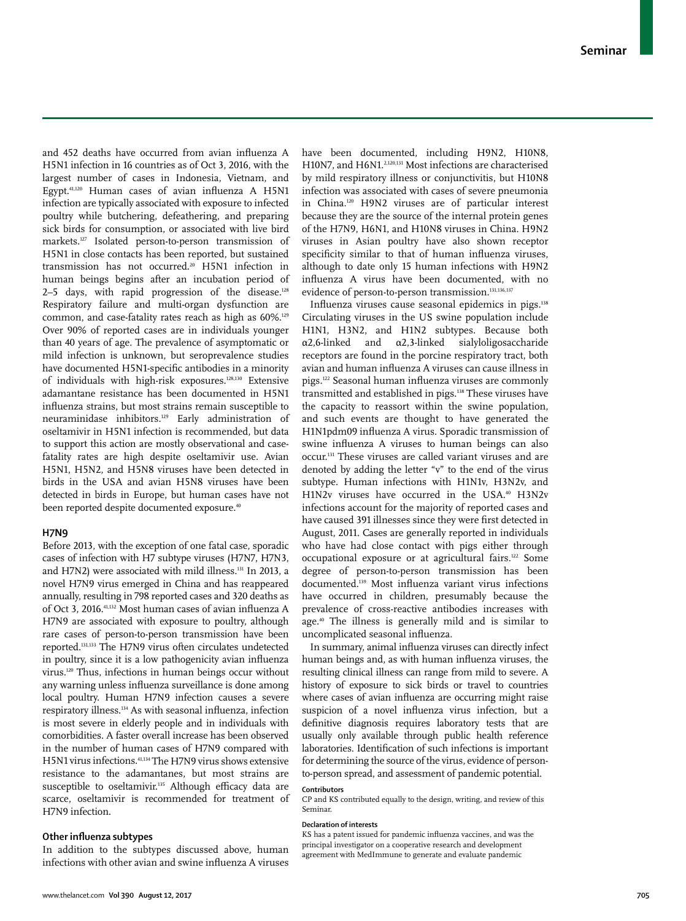and 452 deaths have occurred from avian influenza A H5N1 infection in 16 countries as of Oct 3, 2016, with the largest number of cases in Indonesia, Vietnam, and Egypt.[41,120] Human cases of avian influenza A H5N1 infection are typically associated with exposure to infected poultry while butchering, defeathering, and preparing sick birds for consumption, or associated with live bird markets.[127] Isolated person-to-person transmission of H5N1 in close contacts has been reported, but sustained transmission has not occurred.[20] H5N1 infection in human beings begins after an incubation period of 2–5 days, with rapid progression of the disease.[128] Respiratory failure and multi-organ dysfunction are common, and case-fatality rates reach as high as 60%.[129] Over 90% of reported cases are in individuals younger than 40 years of age. The prevalence of asymptomatic or mild infection is unknown, but seroprevalence studies have documented H5N1-specific antibodies in a minority of individuals with high-risk exposures.[128,130] Extensive adamantane resistance has been documented in H5N1 influenza strains, but most strains remain susceptible to neuraminidase inhibitors.[129] Early administration of oseltamivir in H5N1 infection is recommended, but data to support this action are mostly observational and case-fatality rates are high despite oseltamivir use. Avian H5N1, H5N2, and H5N8 viruses have been detected in birds in the USA and avian H5N8 viruses have been detected in birds in Europe, but human cases have not been reported despite documented exposure.[40]

### H7N9

Before 2013, with the exception of one fatal case, sporadic cases of infection with H7 subtype viruses (H7N7, H7N3, and H7N2) were associated with mild illness.[131] In 2013, a novel H7N9 virus emerged in China and has reappeared annually, resulting in 798 reported cases and 320 deaths as of Oct 3, 2016.[41,132] Most human cases of avian influenza A H7N9 are associated with exposure to poultry, although rare cases of person-to-person transmission have been reported.[131,133] The H7N9 virus often circulates undetected in poultry, since it is a low pathogenicity avian influenza virus.[120] Thus, infections in human beings occur without any warning unless influenza surveillance is done among local poultry. Human H7N9 infection causes a severe respiratory illness.[134] As with seasonal influenza, infection is most severe in elderly people and in individuals with comorbidities. A faster overall increase has been observed in the number of human cases of H7N9 compared with H5N1 virus infections.[41,134] The H7N9 virus shows extensive resistance to the adamantanes, but most strains are susceptible to oseltamivir.[135] Although efficacy data are scarce, oseltamivir is recommended for treatment of H7N9 infection.

### Other influenza subtypes

In addition to the subtypes discussed above, human infections with other avian and swine influenza A viruses have been documented, including H9N2, H10N8, H10N7, and H6N1.[2,120,131] Most infections are characterised by mild respiratory illness or conjunctivitis, but H10N8 infection was associated with cases of severe pneumonia in China.[120] H9N2 viruses are of particular interest because they are the source of the internal protein genes of the H7N9, H6N1, and H10N8 viruses in China. H9N2 viruses in Asian poultry have also shown receptor specificity similar to that of human influenza viruses, although to date only 15 human infections with H9N2 influenza A virus have been documented, with no evidence of person-to-person transmission.[131,136,137]

Influenza viruses cause seasonal epidemics in pigs.[138] Circulating viruses in the US swine population include H1N1, H3N2, and H1N2 subtypes. Because both α2,6-linked and α2,3-linked sialyloligosaccharide receptors are found in the porcine respiratory tract, both avian and human influenza A viruses can cause illness in pigs.[122] Seasonal human influenza viruses are commonly transmitted and established in pigs.[138] These viruses have the capacity to reassort within the swine population, and such events are thought to have generated the H1N1pdm09 influenza A virus. Sporadic transmission of swine influenza A viruses to human beings can also occur.[131] These viruses are called variant viruses and are denoted by adding the letter "v" to the end of the virus subtype. Human infections with H1N1v, H3N2v, and H1N2v viruses have occurred in the USA.[40] H3N2v infections account for the majority of reported cases and have caused 391 illnesses since they were first detected in August, 2011. Cases are generally reported in individuals who have had close contact with pigs either through occupational exposure or at agricultural fairs.[122] Some degree of person-to-person transmission has been documented.[139] Most influenza variant virus infections have occurred in children, presumably because the prevalence of cross-reactive antibodies increases with age.[40] The illness is generally mild and is similar to uncomplicated seasonal influenza.

In summary, animal influenza viruses can directly infect human beings and, as with human influenza viruses, the resulting clinical illness can range from mild to severe. A history of exposure to sick birds or travel to countries where cases of avian influenza are occurring might raise suspicion of a novel influenza virus infection, but a definitive diagnosis requires laboratory tests that are usually only available through public health reference laboratories. Identification of such infections is important for determining the source of the virus, evidence of person-to-person spread, and assessment of pandemic potential.

#### Contributors

CP and KS contributed equally to the design, writing, and review of this Seminar.

#### Declaration of interests

KS has a patent issued for pandemic influenza vaccines, and was the principal investigator on a cooperative research and development agreement with MedImmune to generate and evaluate pandemic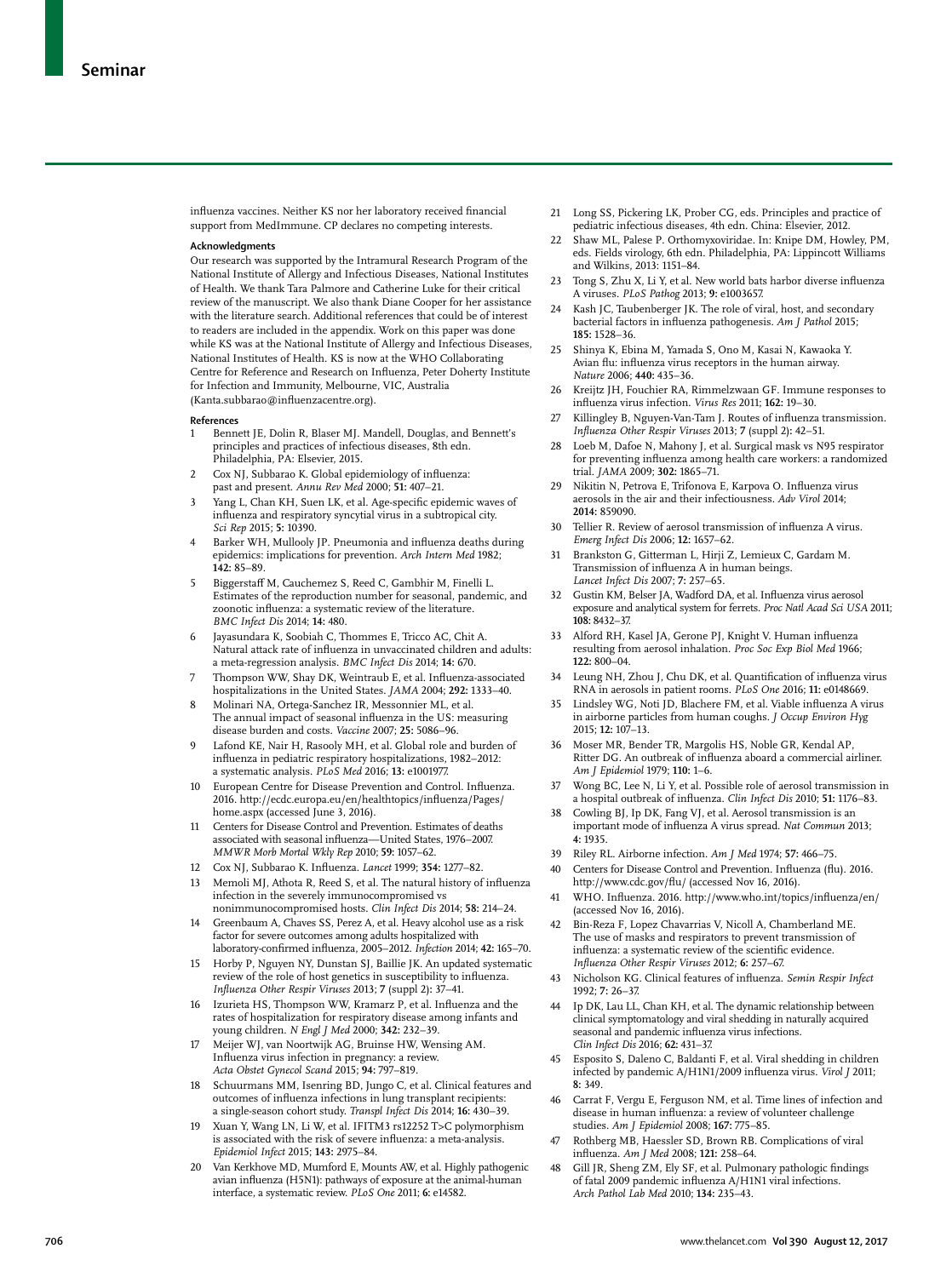influenza vaccines. Neither KS nor her laboratory received financial support from MedImmune. CP declares no competing interests.

#### Acknowledgments

Our research was supported by the Intramural Research Program of the National Institute of Allergy and Infectious Diseases, National Institutes of Health. We thank Tara Palmore and Catherine Luke for their critical review of the manuscript. We also thank Diane Cooper for her assistance with the literature search. Additional references that could be of interest to readers are included in the appendix. Work on this paper was done while KS was at the National Institute of Allergy and Infectious Diseases, National Institutes of Health. KS is now at the WHO Collaborating Centre for Reference and Research on Influenza, Peter Doherty Institute for Infection and Immunity, Melbourne, VIC, Australia (Kanta.subbarao@influenzacentre.org).

#### References

1. Bennett JE, Dolin R, Blaser MJ. Mandell, Douglas, and Bennett's principles and practices of infectious diseases, 8th edn. Philadelphia, PA: Elsevier, 2015.
2. Cox NJ, Subbarao K. Global epidemiology of influenza: past and present. *Annu Rev Med* 2000; **51:** 407–21.
3. Yang L, Chan KH, Suen LK, et al. Age-specific epidemic waves of influenza and respiratory syncytial virus in a subtropical city. *Sci Rep* 2015; **5:** 10390.
4. Barker WH, Mullooly JP. Pneumonia and influenza deaths during epidemics: implications for prevention. *Arch Intern Med* 1982; **142:** 85–89.
5. Biggerstaff M, Cauchemez S, Reed C, Gambhir M, Finelli L. Estimates of the reproduction number for seasonal, pandemic, and zoonotic influenza: a systematic review of the literature. *BMC Infect Dis* 2014; **14:** 480.
6. Jayasundara K, Soobiah C, Thommes E, Tricco AC, Chit A. Natural attack rate of influenza in unvaccinated children and adults: a meta-regression analysis. *BMC Infect Dis* 2014; **14:** 670.
7. Thompson WW, Shay DK, Weintraub E, et al. Influenza-associated hospitalizations in the United States. *JAMA* 2004; **292:** 1333–40.
8. Molinari NA, Ortega-Sanchez IR, Messonnier ML, et al. The annual impact of seasonal influenza in the US: measuring disease burden and costs. *Vaccine* 2007; **25:** 5086–96.
9. Lafond KE, Nair H, Rasooly MH, et al. Global role and burden of influenza in pediatric respiratory hospitalizations, 1982–2012: a systematic analysis. *PLoS Med* 2016; **13:** e1001977.
10. European Centre for Disease Prevention and Control. Influenza. 2016. http://ecdc.europa.eu/en/healthtopics/influenza/Pages/home.aspx (accessed June 3, 2016).
11. Centers for Disease Control and Prevention. Estimates of deaths associated with seasonal influenza—United States, 1976–2007. *MMWR Morb Mortal Wkly Rep* 2010; **59:** 1057–62.
12. Cox NJ, Subbarao K. Influenza. *Lancet* 1999; **354:** 1277–82.
13. Memoli MJ, Athota R, Reed S, et al. The natural history of influenza infection in the severely immunocompromised vs nonimmunocompromised hosts. *Clin Infect Dis* 2014; **58:** 214–24.
14. Greenbaum A, Chaves SS, Perez A, et al. Heavy alcohol use as a risk factor for severe outcomes among adults hospitalized with laboratory-confirmed influenza, 2005–2012. *Infection* 2014; **42:** 165–70.
15. Horby P, Nguyen NY, Dunstan SJ, Baillie JK. An updated systematic review of the role of host genetics in susceptibility to influenza. *Influenza Other Respir Viruses* 2013; **7** (suppl 2)**:** 37–41.
16. Izurieta HS, Thompson WW, Kramarz P, et al. Influenza and the rates of hospitalization for respiratory disease among infants and young children. *N Engl J Med* 2000; **342:** 232–39.
17. Meijer WJ, van Noortwijk AG, Bruinse HW, Wensing AM. Influenza virus infection in pregnancy: a review. *Acta Obstet Gynecol Scand* 2015; **94:** 797–819.
18. Schuurmans MM, Isenring BD, Jungo C, et al. Clinical features and outcomes of influenza infections in lung transplant recipients: a single-season cohort study. *Transpl Infect Dis* 2014; **16:** 430–39.
19. Xuan Y, Wang LN, Li W, et al. IFITM3 rs12252 T>C polymorphism is associated with the risk of severe influenza: a meta-analysis. *Epidemiol Infect* 2015; **143:** 2975–84.
20. Van Kerkhove MD, Mumford E, Mounts AW, et al. Highly pathogenic avian influenza (H5N1): pathways of exposure at the animal-human interface, a systematic review. *PLoS One* 2011; **6:** e14582.
21. Long SS, Pickering LK, Prober CG, eds. Principles and practice of pediatric infectious diseases, 4th edn. China: Elsevier, 2012.
22. Shaw ML, Palese P. Orthomyxoviridae. In: Knipe DM, Howley, PM, eds. Fields virology, 6th edn. Philadelphia, PA: Lippincott Williams and Wilkins, 2013: 1151–84.
23. Tong S, Zhu X, Li Y, et al. New world bats harbor diverse influenza A viruses. *PLoS Pathog* 2013; **9:** e1003657.
24. Kash JC, Taubenberger JK. The role of viral, host, and secondary bacterial factors in influenza pathogenesis. *Am J Pathol* 2015; **185:** 1528–36.
25. Shinya K, Ebina M, Yamada S, Ono M, Kasai N, Kawaoka Y. Avian flu: influenza virus receptors in the human airway. *Nature* 2006; **440:** 435–36.
26. Kreijtz JH, Fouchier RA, Rimmelzwaan GF. Immune responses to influenza virus infection. *Virus Res* 2011; **162:** 19–30.
27. Killingley B, Nguyen-Van-Tam J. Routes of influenza transmission. *Influenza Other Respir Viruses* 2013; **7** (suppl 2)**:** 42–51.
28. Loeb M, Dafoe N, Mahony J, et al. Surgical mask vs N95 respirator for preventing influenza among health care workers: a randomized trial. *JAMA* 2009; **302:** 1865–71.
29. Nikitin N, Petrova E, Trifonova E, Karpova O. Influenza virus aerosols in the air and their infectiousness. *Adv Virol* 2014; **2014:** 859090.
30. Tellier R. Review of aerosol transmission of influenza A virus. *Emerg Infect Dis* 2006; **12:** 1657–62.
31. Brankston G, Gitterman L, Hirji Z, Lemieux C, Gardam M. Transmission of influenza A in human beings. *Lancet Infect Dis* 2007; **7:** 257–65.
32. Gustin KM, Belser JA, Wadford DA, et al. Influenza virus aerosol exposure and analytical system for ferrets. *Proc Natl Acad Sci USA* 2011; **108:** 8432–37.
33. Alford RH, Kasel JA, Gerone PJ, Knight V. Human influenza resulting from aerosol inhalation. *Proc Soc Exp Biol Med* 1966; **122:** 800–04.
34. Leung NH, Zhou J, Chu DK, et al. Quantification of influenza virus RNA in aerosols in patient rooms. *PLoS One* 2016; **11:** e0148669.
35. Lindsley WG, Noti JD, Blachere FM, et al. Viable influenza A virus in airborne particles from human coughs. *J Occup Environ Hyg* 2015; **12:** 107–13.
36. Moser MR, Bender TR, Margolis HS, Noble GR, Kendal AP, Ritter DG. An outbreak of influenza aboard a commercial airliner. *Am J Epidemiol* 1979; **110:** 1–6.
37. Wong BC, Lee N, Li Y, et al. Possible role of aerosol transmission in a hospital outbreak of influenza. *Clin Infect Dis* 2010; **51:** 1176–83.
38. Cowling BJ, Ip DK, Fang VJ, et al. Aerosol transmission is an important mode of influenza A virus spread. *Nat Commun* 2013; **4:** 1935.
39. Riley RL. Airborne infection. *Am J Med* 1974; **57:** 466–75.
40. Centers for Disease Control and Prevention. Influenza (flu). 2016. http://www.cdc.gov/flu/ (accessed Nov 16, 2016).
41. WHO. Influenza. 2016. http://www.who.int/topics/influenza/en/ (accessed Nov 16, 2016).
42. Bin-Reza F, Lopez Chavarrias V, Nicoll A, Chamberland ME. The use of masks and respirators to prevent transmission of influenza: a systematic review of the scientific evidence. *Influenza Other Respir Viruses* 2012; **6:** 257–67.
43. Nicholson KG. Clinical features of influenza. *Semin Respir Infect* 1992; **7:** 26–37.
44. Ip DK, Lau LL, Chan KH, et al. The dynamic relationship between clinical symptomatology and viral shedding in naturally acquired seasonal and pandemic influenza virus infections. *Clin Infect Dis* 2016; **62:** 431–37.
45. Esposito S, Daleno C, Baldanti F, et al. Viral shedding in children infected by pandemic A/H1N1/2009 influenza virus. *Virol J* 2011; **8:** 349.
46. Carrat F, Vergu E, Ferguson NM, et al. Time lines of infection and disease in human influenza: a review of volunteer challenge studies. *Am J Epidemiol* 2008; **167:** 775–85.
47. Rothberg MB, Haessler SD, Brown RB. Complications of viral influenza. *Am J Med* 2008; **121:** 258–64.
48. Gill JR, Sheng ZM, Ely SF, et al. Pulmonary pathologic findings of fatal 2009 pandemic influenza A/H1N1 viral infections. *Arch Pathol Lab Med* 2010; **134:** 235–43.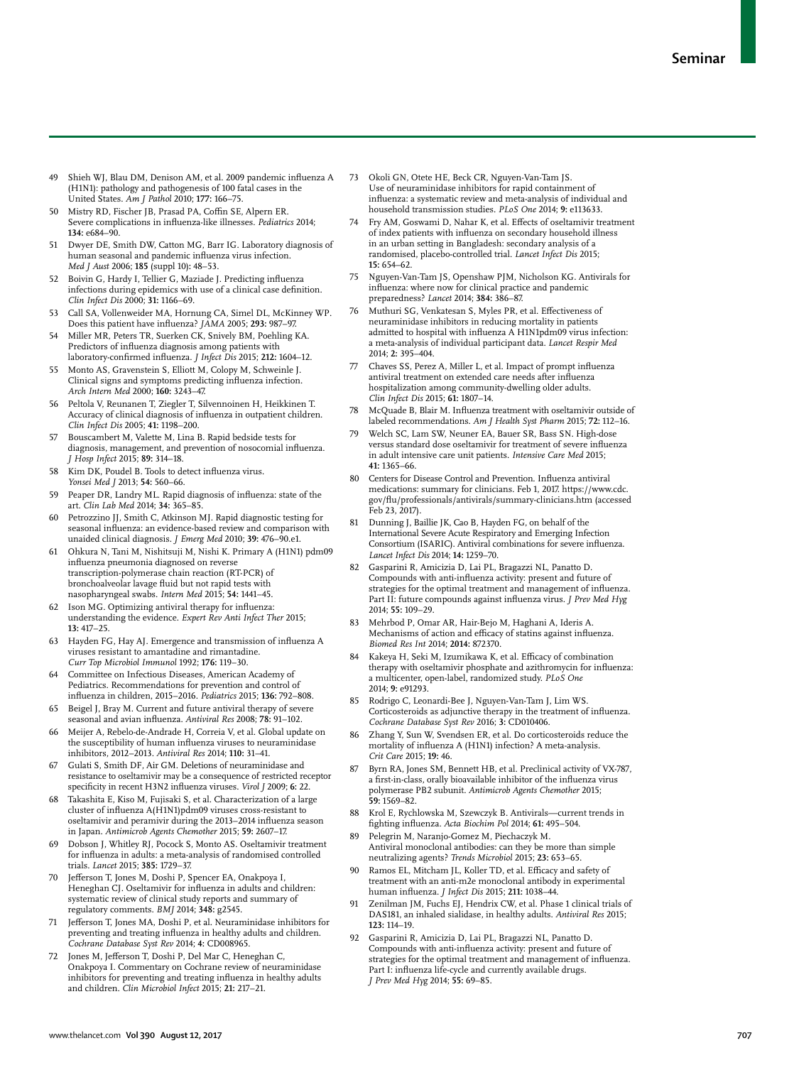49 Shieh WJ, Blau DM, Denison AM, et al. 2009 pandemic influenza A (H1N1): pathology and pathogenesis of 100 fatal cases in the United States. *Am J Pathol* 2010; **177:** 166–75.

50 Mistry RD, Fischer JB, Prasad PA, Coffin SE, Alpern ER. Severe complications in influenza-like illnesses. *Pediatrics* 2014; **134:** e684–90.

51 Dwyer DE, Smith DW, Catton MG, Barr IG. Laboratory diagnosis of human seasonal and pandemic influenza virus infection. *Med J Aust* 2006; **185** (suppl 10): 48–53.

52 Boivin G, Hardy I, Tellier G, Maziade J. Predicting influenza infections during epidemics with use of a clinical case definition. *Clin Infect Dis* 2000; **31:** 1166–69.

53 Call SA, Vollenweider MA, Hornung CA, Simel DL, McKinney WP. Does this patient have influenza? *JAMA* 2005; **293:** 987–97.

54 Miller MR, Peters TR, Suerken CK, Snively BM, Poehling KA. Predictors of influenza diagnosis among patients with laboratory-confirmed influenza. *J Infect Dis* 2015; **212:** 1604–12.

55 Monto AS, Gravenstein S, Elliott M, Colopy M, Schweinle J. Clinical signs and symptoms predicting influenza infection. *Arch Intern Med* 2000; **160:** 3243–47.

56 Peltola V, Reunanen T, Ziegler T, Silvennoinen H, Heikkinen T. Accuracy of clinical diagnosis of influenza in outpatient children. *Clin Infect Dis* 2005; **41:** 1198–200.

57 Bouscambert M, Valette M, Lina B. Rapid bedside tests for diagnosis, management, and prevention of nosocomial influenza. *J Hosp Infect* 2015; **89:** 314–18.

58 Kim DK, Poudel B. Tools to detect influenza virus. *Yonsei Med J* 2013; **54:** 560–66.

59 Peaper DR, Landry ML. Rapid diagnosis of influenza: state of the art. *Clin Lab Med* 2014; **34:** 365–85.

60 Petrozzino JJ, Smith C, Atkinson MJ. Rapid diagnostic testing for seasonal influenza: an evidence-based review and comparison with unaided clinical diagnosis. *J Emerg Med* 2010; **39:** 476–90.e1.

61 Ohkura N, Tani M, Nishitsuji M, Nishi K. Primary A (H1N1) pdm09 influenza pneumonia diagnosed on reverse transcription-polymerase chain reaction (RT-PCR) of bronchoalveolar lavage fluid but not rapid tests with nasopharyngeal swabs. *Intern Med* 2015; **54:** 1441–45.

62 Ison MG. Optimizing antiviral therapy for influenza: understanding the evidence. *Expert Rev Anti Infect Ther* 2015; **13:** 417–25.

63 Hayden FG, Hay AJ. Emergence and transmission of influenza A viruses resistant to amantadine and rimantadine. *Curr Top Microbiol Immunol* 1992; **176:** 119–30.

64 Committee on Infectious Diseases, American Academy of Pediatrics. Recommendations for prevention and control of influenza in children, 2015–2016. *Pediatrics* 2015; **136:** 792–808.

65 Beigel J, Bray M. Current and future antiviral therapy of severe seasonal and avian influenza. *Antiviral Res* 2008; **78:** 91–102.

66 Meijer A, Rebelo-de-Andrade H, Correia V, et al. Global update on the susceptibility of human influenza viruses to neuraminidase inhibitors, 2012–2013. *Antiviral Res* 2014; **110:** 31–41.

67 Gulati S, Smith DF, Air GM. Deletions of neuraminidase and resistance to oseltamivir may be a consequence of restricted receptor specificity in recent H3N2 influenza viruses. *Virol J* 2009; **6:** 22.

68 Takashita E, Kiso M, Fujisaki S, et al. Characterization of a large cluster of influenza A(H1N1)pdm09 viruses cross-resistant to oseltamivir and peramivir during the 2013–2014 influenza season in Japan. *Antimicrob Agents Chemother* 2015; **59:** 2607–17.

69 Dobson J, Whitley RJ, Pocock S, Monto AS. Oseltamivir treatment for influenza in adults: a meta-analysis of randomised controlled trials. *Lancet* 2015; **385:** 1729–37.

70 Jefferson T, Jones M, Doshi P, Spencer EA, Onakpoya I, Heneghan CJ. Oseltamivir for influenza in adults and children: systematic review of clinical study reports and summary of regulatory comments. *BMJ* 2014; **348:** g2545.

71 Jefferson T, Jones MA, Doshi P, et al. Neuraminidase inhibitors for preventing and treating influenza in healthy adults and children. *Cochrane Database Syst Rev* 2014; **4:** CD008965.

72 Jones M, Jefferson T, Doshi P, Del Mar C, Heneghan C, Onakpoya I. Commentary on Cochrane review of neuraminidase inhibitors for preventing and treating influenza in healthy adults and children. *Clin Microbiol Infect* 2015; **21:** 217–21.

73 Okoli GN, Otete HE, Beck CR, Nguyen-Van-Tam JS. Use of neuraminidase inhibitors for rapid containment of influenza: a systematic review and meta-analysis of individual and household transmission studies. *PLoS One* 2014; **9:** e113633.

74 Fry AM, Goswami D, Nahar K, et al. Effects of oseltamivir treatment of index patients with influenza on secondary household illness in an urban setting in Bangladesh: secondary analysis of a randomised, placebo-controlled trial. *Lancet Infect Dis* 2015; **15:** 654–62.

75 Nguyen-Van-Tam JS, Openshaw PJM, Nicholson KG. Antivirals for influenza: where now for clinical practice and pandemic preparedness? *Lancet* 2014; **384:** 386–87.

76 Muthuri SG, Venkatesan S, Myles PR, et al. Effectiveness of neuraminidase inhibitors in reducing mortality in patients admitted to hospital with influenza A H1N1pdm09 virus infection: a meta-analysis of individual participant data. *Lancet Respir Med* 2014; **2:** 395–404.

77 Chaves SS, Perez A, Miller L, et al. Impact of prompt influenza antiviral treatment on extended care needs after influenza hospitalization among community-dwelling older adults. *Clin Infect Dis* 2015; **61:** 1807–14.

78 McQuade B, Blair M. Influenza treatment with oseltamivir outside of labeled recommendations. *Am J Health Syst Pharm* 2015; **72:** 112–16.

79 Welch SC, Lam SW, Neuner EA, Bauer SR, Bass SN. High-dose versus standard dose oseltamivir for treatment of severe influenza in adult intensive care unit patients. *Intensive Care Med* 2015; **41:** 1365–66.

80 Centers for Disease Control and Prevention. Influenza antiviral medications: summary for clinicians. Feb 1, 2017. https://www.cdc.gov/flu/professionals/antivirals/summary-clinicians.htm (accessed Feb 23, 2017).

81 Dunning J, Baillie JK, Cao B, Hayden FG, on behalf of the International Severe Acute Respiratory and Emerging Infection Consortium (ISARIC). Antiviral combinations for severe influenza. *Lancet Infect Dis* 2014; **14:** 1259–70.

82 Gasparini R, Amicizia D, Lai PL, Bragazzi NL, Panatto D. Compounds with anti-influenza activity: present and future of strategies for the optimal treatment and management of influenza. Part II: future compounds against influenza virus. *J Prev Med Hyg* 2014; **55:** 109–29.

83 Mehrbod P, Omar AR, Hair-Bejo M, Haghani A, Ideris A. Mechanisms of action and efficacy of statins against influenza. *Biomed Res Int* 2014; **2014:** 872370.

84 Kakeya H, Seki M, Izumikawa K, et al. Efficacy of combination therapy with oseltamivir phosphate and azithromycin for influenza: a multicenter, open-label, randomized study. *PLoS One* 2014; **9:** e91293.

85 Rodrigo C, Leonardi-Bee J, Nguyen-Van-Tam J, Lim WS. Corticosteroids as adjunctive therapy in the treatment of influenza. *Cochrane Database Syst Rev* 2016; **3:** CD010406.

86 Zhang Y, Sun W, Svendsen ER, et al. Do corticosteroids reduce the mortality of influenza A (H1N1) infection? A meta-analysis. *Crit Care* 2015; **19:** 46.

87 Byrn RA, Jones SM, Bennett HB, et al. Preclinical activity of VX-787, a first-in-class, orally bioavailable inhibitor of the influenza virus polymerase PB2 subunit. *Antimicrob Agents Chemother* 2015; **59:** 1569–82.

88 Krol E, Rychlowska M, Szewczyk B. Antivirals—current trends in fighting influenza. *Acta Biochim Pol* 2014; **61:** 495–504.

89 Pelegrin M, Naranjo-Gomez M, Piechaczyk M. Antiviral monoclonal antibodies: can they be more than simple neutralizing agents? *Trends Microbiol* 2015; **23:** 653–65.

90 Ramos EL, Mitcham JL, Koller TD, et al. Efficacy and safety of treatment with an anti-m2e monoclonal antibody in experimental human influenza. *J Infect Dis* 2015; **211:** 1038–44.

91 Zenilman JM, Fuchs EJ, Hendrix CW, et al. Phase 1 clinical trials of DAS181, an inhaled sialidase, in healthy adults. *Antiviral Res* 2015; **123:** 114–19.

92 Gasparini R, Amicizia D, Lai PL, Bragazzi NL, Panatto D. Compounds with anti-influenza activity: present and future of strategies for the optimal treatment and management of influenza. Part I: influenza life-cycle and currently available drugs. *J Prev Med Hyg* 2014; **55:** 69–85.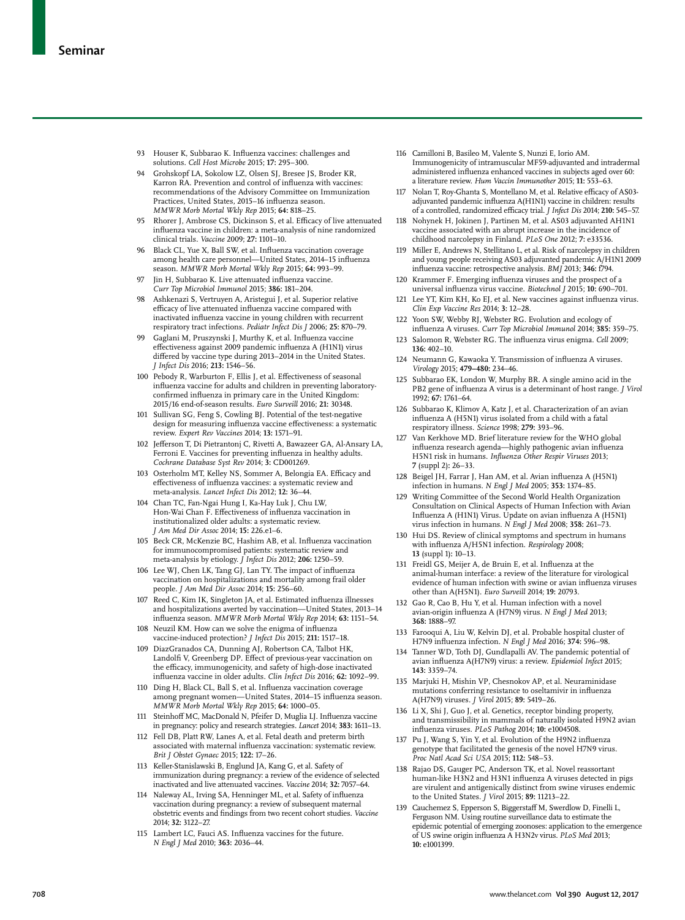93 Houser K, Subbarao K. Influenza vaccines: challenges and solutions. *Cell Host Microbe* 2015; **17:** 295–300.

94 Grohskopf LA, Sokolow LZ, Olsen SJ, Bresee JS, Broder KR, Karron RA. Prevention and control of influenza with vaccines: recommendations of the Advisory Committee on Immunization Practices, United States, 2015–16 influenza season. *MMWR Morb Mortal Wkly Rep* 2015; **64:** 818–25.

95 Rhorer J, Ambrose CS, Dickinson S, et al. Efficacy of live attenuated influenza vaccine in children: a meta-analysis of nine randomized clinical trials. *Vaccine* 2009; **27:** 1101–10.

96 Black CL, Yue X, Ball SW, et al. Influenza vaccination coverage among health care personnel—United States, 2014–15 influenza season. *MMWR Morb Mortal Wkly Rep* 2015; **64:** 993–99.

97 Jin H, Subbarao K. Live attenuated influenza vaccine. *Curr Top Microbiol Immunol* 2015; **386:** 181–204.

98 Ashkenazi S, Vertruyen A, Aristegui J, et al. Superior relative efficacy of live attenuated influenza vaccine compared with inactivated influenza vaccine in young children with recurrent respiratory tract infections. *Pediatr Infect Dis J* 2006; **25:** 870–79.

99 Gaglani M, Pruszynski J, Murthy K, et al. Influenza vaccine effectiveness against 2009 pandemic influenza A (H1N1) virus differed by vaccine type during 2013–2014 in the United States. *J Infect Dis* 2016; **213:** 1546–56.

100 Pebody R, Warburton F, Ellis J, et al. Effectiveness of seasonal influenza vaccine for adults and children in preventing laboratory-confirmed influenza in primary care in the United Kingdom: 2015/16 end-of-season results. *Euro Surveill* 2016; **21:** 30348.

101 Sullivan SG, Feng S, Cowling BJ. Potential of the test-negative design for measuring influenza vaccine effectiveness: a systematic review. *Expert Rev Vaccines* 2014; **13:** 1571–91.

102 Jefferson T, Di Pietrantonj C, Rivetti A, Bawazeer GA, Al-Ansary LA, Ferroni E. Vaccines for preventing influenza in healthy adults. *Cochrane Database Syst Rev* 2014; **3:** CD001269.

103 Osterholm MT, Kelley NS, Sommer A, Belongia EA. Efficacy and effectiveness of influenza vaccines: a systematic review and meta-analysis. *Lancet Infect Dis* 2012; **12:** 36–44.

104 Chan TC, Fan-Ngai Hung I, Ka-Hay Luk J, Chu LW, Hon-Wai Chan F. Effectiveness of influenza vaccination in institutionalized older adults: a systematic review. *J Am Med Dir Assoc* 2014; **15:** 226.e1–6.

105 Beck CR, McKenzie BC, Hashim AB, et al. Influenza vaccination for immunocompromised patients: systematic review and meta-analysis by etiology. *J Infect Dis* 2012; **206:** 1250–59.

106 Lee WJ, Chen LK, Tang GJ, Lan TY. The impact of influenza vaccination on hospitalizations and mortality among frail older people. *J Am Med Dir Assoc* 2014; **15:** 256–60.

107 Reed C, Kim IK, Singleton JA, et al. Estimated influenza illnesses and hospitalizations averted by vaccination—United States, 2013–14 influenza season. *MMWR Morb Mortal Wkly Rep* 2014; **63:** 1151–54.

108 Neuzil KM. How can we solve the enigma of influenza vaccine-induced protection? *J Infect Dis* 2015; **211:** 1517–18.

109 DiazGranados CA, Dunning AJ, Robertson CA, Talbot HK, Landolfi V, Greenberg DP. Effect of previous-year vaccination on the efficacy, immunogenicity, and safety of high-dose inactivated influenza vaccine in older adults. *Clin Infect Dis* 2016; **62:** 1092–99.

110 Ding H, Black CL, Ball S, et al. Influenza vaccination coverage among pregnant women—United States, 2014–15 influenza season. *MMWR Morb Mortal Wkly Rep* 2015; **64:** 1000–05.

111 Steinhoff MC, MacDonald N, Pfeifer D, Muglia LJ. Influenza vaccine in pregnancy: policy and research strategies. *Lancet* 2014; **383:** 1611–13.

112 Fell DB, Platt RW, Lanes A, et al. Fetal death and preterm birth associated with maternal influenza vaccination: systematic review. *Brit J Obstet Gynaec* 2015; **122:** 17–26.

113 Keller-Stanislawski B, Englund JA, Kang G, et al. Safety of immunization during pregnancy: a review of the evidence of selected inactivated and live attenuated vaccines. *Vaccine* 2014; **32:** 7057–64.

114 Naleway AL, Irving SA, Henninger ML, et al. Safety of influenza vaccination during pregnancy: a review of subsequent maternal obstetric events and findings from two recent cohort studies. *Vaccine* 2014; **32:** 3122–27.

115 Lambert LC, Fauci AS. Influenza vaccines for the future. *N Engl J Med* 2010; **363:** 2036–44.

116 Camilloni B, Basileo M, Valente S, Nunzi E, Iorio AM. Immunogenicity of intramuscular MF59-adjuvanted and intradermal administered influenza enhanced vaccines in subjects aged over 60: a literature review. *Hum Vaccin Immunother* 2015; **11:** 553–63.

117 Nolan T, Roy-Ghanta S, Montellano M, et al. Relative efficacy of AS03-adjuvanted pandemic influenza A(H1N1) vaccine in children: results of a controlled, randomized efficacy trial. *J Infect Dis* 2014; **210:** 545–57.

118 Nohynek H, Jokinen J, Partinen M, et al. AS03 adjuvanted AH1N1 vaccine associated with an abrupt increase in the incidence of childhood narcolepsy in Finland. *PLoS One* 2012; **7:** e33536.

119 Miller E, Andrews N, Stellitano L, et al. Risk of narcolepsy in children and young people receiving AS03 adjuvanted pandemic A/H1N1 2009 influenza vaccine: retrospective analysis. *BMJ* 2013; **346:** f794.

120 Krammer F. Emerging influenza viruses and the prospect of a universal influenza virus vaccine. *Biotechnol J* 2015; **10:** 690–701.

121 Lee YT, Kim KH, Ko EJ, et al. New vaccines against influenza virus. *Clin Exp Vaccine Res* 2014; **3:** 12–28.

122 Yoon SW, Webby RJ, Webster RG. Evolution and ecology of influenza A viruses. *Curr Top Microbiol Immunol* 2014; **385:** 359–75.

123 Salomon R, Webster RG. The influenza virus enigma. *Cell* 2009; **136:** 402–10.

124 Neumann G, Kawaoka Y. Transmission of influenza A viruses. *Virology* 2015; **479–480:** 234–46.

125 Subbarao EK, London W, Murphy BR. A single amino acid in the PB2 gene of influenza A virus is a determinant of host range. *J Virol* 1992; **67:** 1761–64.

126 Subbarao K, Klimov A, Katz J, et al. Characterization of an avian influenza A (H5N1) virus isolated from a child with a fatal respiratory illness. *Science* 1998; **279:** 393–96.

127 Van Kerkhove MD. Brief literature review for the WHO global influenza research agenda—highly pathogenic avian influenza H5N1 risk in humans. *Influenza Other Respir Viruses* 2013; **7** (suppl 2)**:** 26–33.

128 Beigel JH, Farrar J, Han AM, et al. Avian influenza A (H5N1) infection in humans. *N Engl J Med* 2005; **353:** 1374–85.

129 Writing Committee of the Second World Health Organization Consultation on Clinical Aspects of Human Infection with Avian Influenza A (H1N1) Virus. Update on avian influenza A (H5N1) virus infection in humans. *N Engl J Med* 2008; **358:** 261–73.

130 Hui DS. Review of clinical symptoms and spectrum in humans with influenza A/H5N1 infection. *Respirology* 2008; **13** (suppl 1)**:** 10–13.

131 Freidl GS, Meijer A, de Bruin E, et al. Influenza at the animal-human interface: a review of the literature for virological evidence of human infection with swine or avian influenza viruses other than A(H5N1). *Euro Surveill* 2014; **19:** 20793.

132 Gao R, Cao B, Hu Y, et al. Human infection with a novel avian-origin influenza A (H7N9) virus. *N Engl J Med* 2013; **368:** 1888–97.

133 Farooqui A, Liu W, Kelvin DJ, et al. Probable hospital cluster of H7N9 influenza infection. *N Engl J Med* 2016; **374:** 596–98.

134 Tanner WD, Toth DJ, Gundlapalli AV. The pandemic potential of avian influenza A(H7N9) virus: a review. *Epidemiol Infect* 2015; **143:** 3359–74.

135 Marjuki H, Mishin VP, Chesnokov AP, et al. Neuraminidase mutations conferring resistance to oseltamivir in influenza A(H7N9) viruses. *J Virol* 2015; **89:** 5419–26.

136 Li X, Shi J, Guo J, et al. Genetics, receptor binding property, and transmissibility in mammals of naturally isolated H9N2 avian influenza viruses. *PLoS Pathog* 2014; **10:** e1004508.

137 Pu J, Wang S, Yin Y, et al. Evolution of the H9N2 influenza genotype that facilitated the genesis of the novel H7N9 virus. *Proc Natl Acad Sci USA* 2015; **112:** 548–53.

138 Rajao DS, Gauger PC, Anderson TK, et al. Novel reassortant human-like H3N2 and H3N1 influenza A viruses detected in pigs are virulent and antigenically distinct from swine viruses endemic to the United States. *J Virol* 2015; **89:** 11213–22.

139 Cauchemez S, Epperson S, Biggerstaff M, Swerdlow D, Finelli L, Ferguson NM. Using routine surveillance data to estimate the epidemic potential of emerging zoonoses: application to the emergence of US swine origin influenza A H3N2v virus. *PLoS Med* 2013; **10:** e1001399.